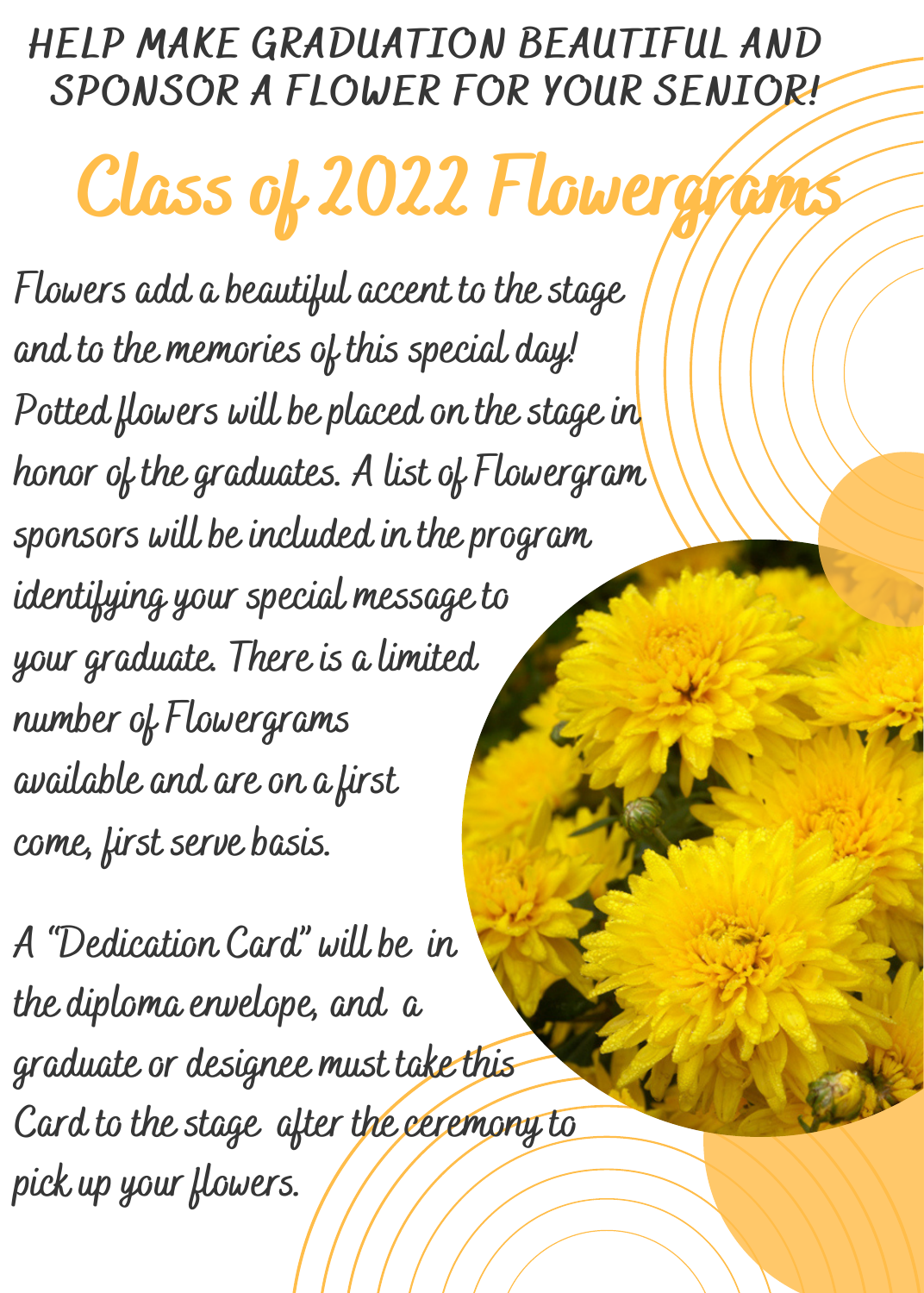HELP MAKE GRADUATION BEAUTIFUL AND SPONSOR A FLOWER FOR YOUR SENIOR!

# Class of 2022 Flowergrams

Flowers add a beautiful accent to the stage and to the memories of this special day! Potted flowers will be placed on the stage in honor of the graduates. A list of Flowergram sponsors will be included in the program identifying your special message to your graduate. There is a limited number of Flowergrams available and are on a first come, first serve basis.

A "Dedication Card" will be in the diploma envelope, and a graduate or designee must take this Card to the stage after the ceremony to pick up your flowers.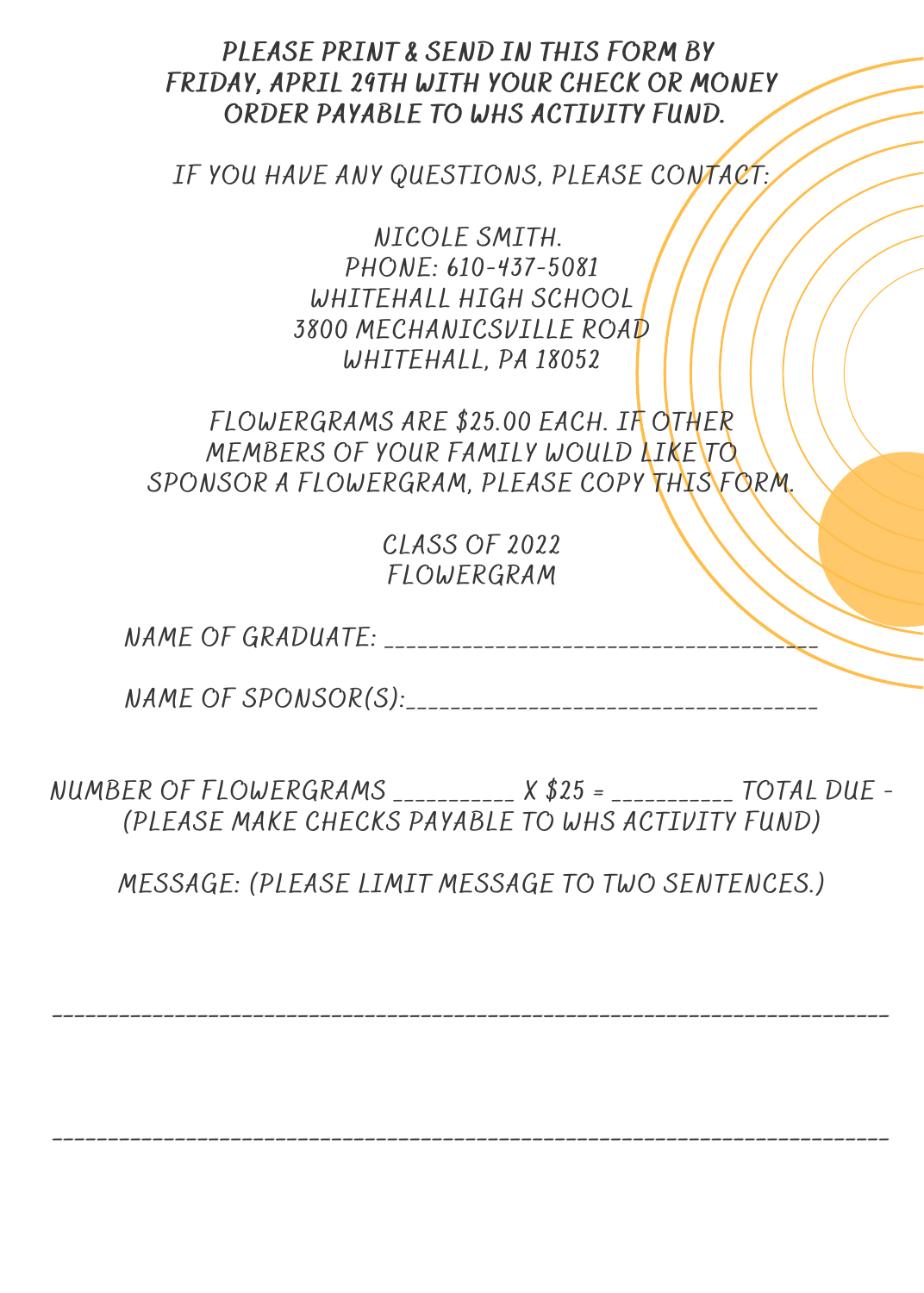PLEASE PRINT & SEND IN THIS FORM BY FRIDAY, APRIL 29TH WITH YOUR CHECK OR MONEY ORDER PAYABLE TO WHS ACTIVITY FUND.

IF YOU HAVE ANY QUESTIONS, PLEASE CONTACT:

NICOLE SMITH.
PHONE: 610-437-5081
WHITEHALL HIGH SCHOOL
3800 MECHANICSVILLE ROAD
WHITEHALL, PA 18052

FLOWERGRAMS ARE $25.00 EACH. IF OTHER MEMBERS OF YOUR FAMILY WOULD LIKE TO SPONSOR A FLOWERGRAM, PLEASE COPY THIS FORM.

## CLASS OF 2022
## FLOWERGRAM

NAME OF GRADUATE: ____________________________________

NAME OF SPONSOR(S):____________________________________

NUMBER OF FLOWERGRAMS __________ X $25 = __________ TOTAL DUE - (PLEASE MAKE CHECKS PAYABLE TO WHS ACTIVITY FUND)

MESSAGE: (PLEASE LIMIT MESSAGE TO TWO SENTENCES.)

______________________________________________________________________

______________________________________________________________________